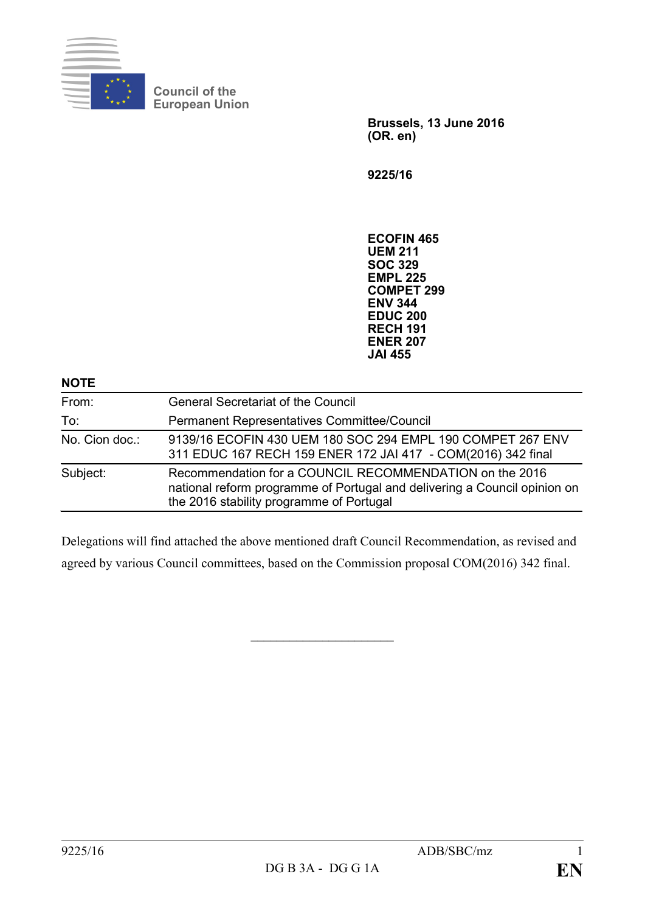Council of the European Union

**Brussels, 13 June 2016**
**(OR. en)**

**9225/16**

**ECOFIN 465**
**UEM 211**
**SOC 329**
**EMPL 225**
**COMPET 299**
**ENV 344**
**EDUC 200**
**RECH 191**
**ENER 207**
**JAI 455**

**NOTE**

| | |
|---|---|
| From: | General Secretariat of the Council |
| To: | Permanent Representatives Committee/Council |
| No. Cion doc.: | 9139/16 ECOFIN 430 UEM 180 SOC 294 EMPL 190 COMPET 267 ENV 311 EDUC 167 RECH 159 ENER 172 JAI 417 - COM(2016) 342 final |
| Subject: | Recommendation for a COUNCIL RECOMMENDATION on the 2016 national reform programme of Portugal and delivering a Council opinion on the 2016 stability programme of Portugal |

Delegations will find attached the above mentioned draft Council Recommendation, as revised and agreed by various Council committees, based on the Commission proposal COM(2016) 342 final.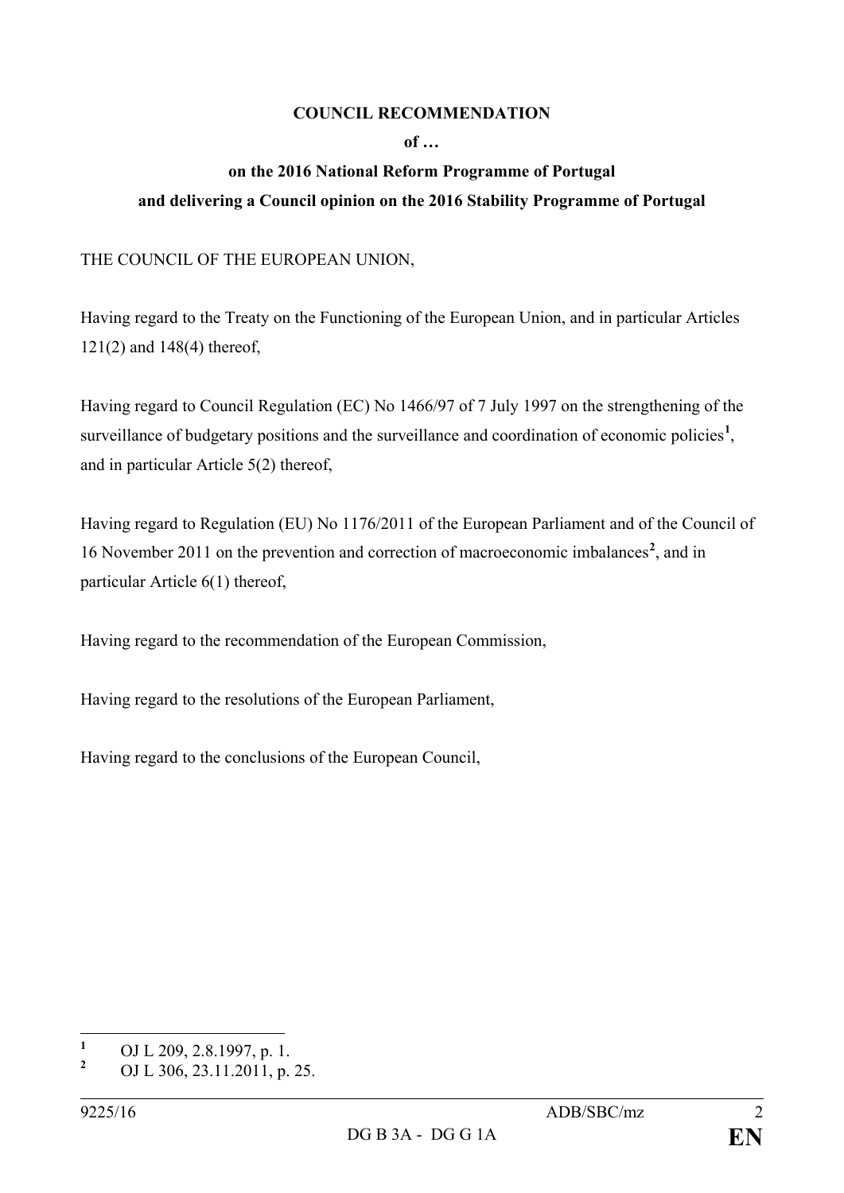**COUNCIL RECOMMENDATION**

**of …**

**on the 2016 National Reform Programme of Portugal**

**and delivering a Council opinion on the 2016 Stability Programme of Portugal**

THE COUNCIL OF THE EUROPEAN UNION,

Having regard to the Treaty on the Functioning of the European Union, and in particular Articles 121(2) and 148(4) thereof,

Having regard to Council Regulation (EC) No 1466/97 of 7 July 1997 on the strengthening of the surveillance of budgetary positions and the surveillance and coordination of economic policies[1], and in particular Article 5(2) thereof,

Having regard to Regulation (EU) No 1176/2011 of the European Parliament and of the Council of 16 November 2011 on the prevention and correction of macroeconomic imbalances[2], and in particular Article 6(1) thereof,

Having regard to the recommendation of the European Commission,

Having regard to the resolutions of the European Parliament,

Having regard to the conclusions of the European Council,

---

[1] OJ L 209, 2.8.1997, p. 1.

[2] OJ L 306, 23.11.2011, p. 25.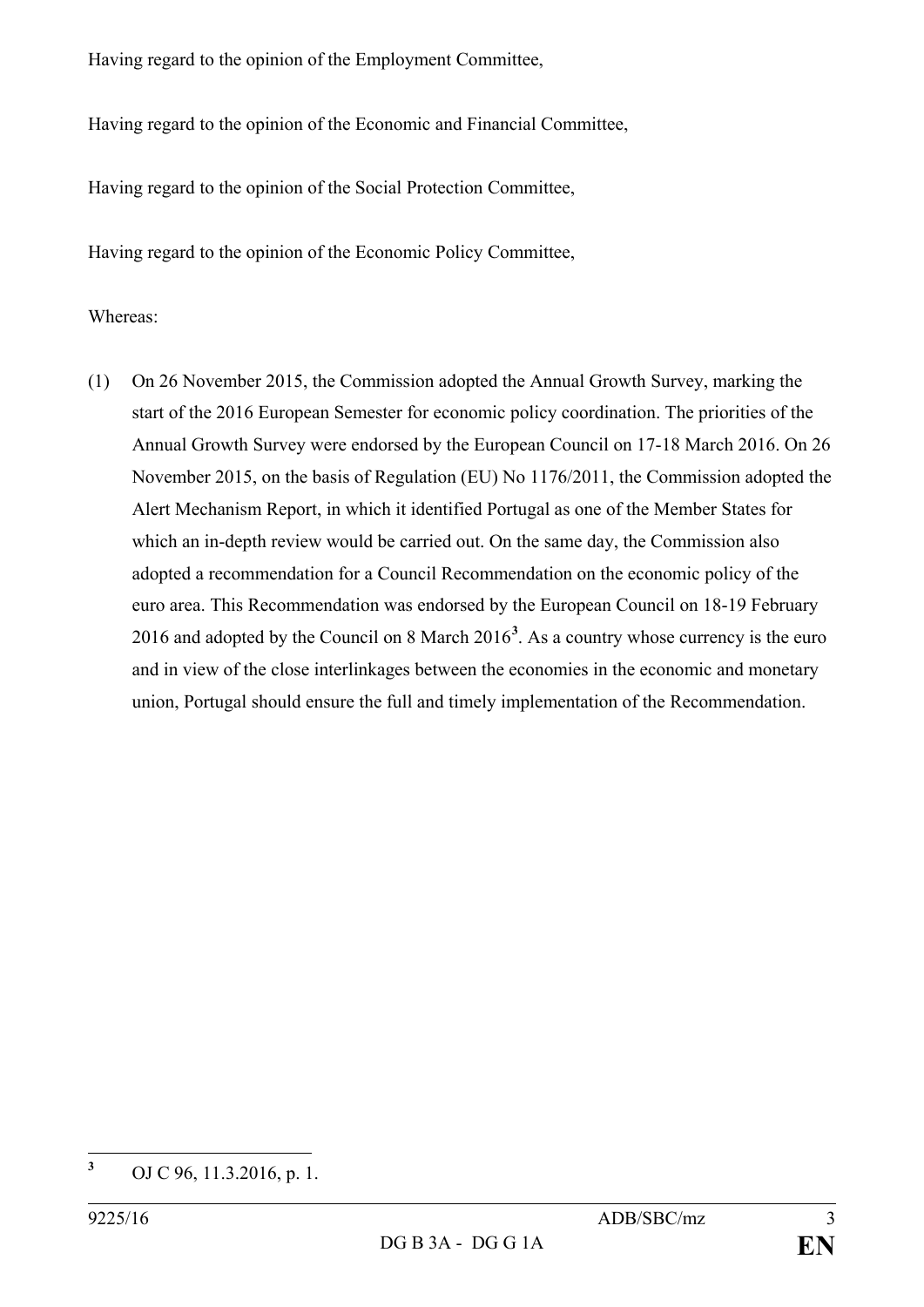Having regard to the opinion of the Employment Committee,

Having regard to the opinion of the Economic and Financial Committee,

Having regard to the opinion of the Social Protection Committee,

Having regard to the opinion of the Economic Policy Committee,

Whereas:

(1) On 26 November 2015, the Commission adopted the Annual Growth Survey, marking the start of the 2016 European Semester for economic policy coordination. The priorities of the Annual Growth Survey were endorsed by the European Council on 17-18 March 2016. On 26 November 2015, on the basis of Regulation (EU) No 1176/2011, the Commission adopted the Alert Mechanism Report, in which it identified Portugal as one of the Member States for which an in-depth review would be carried out. On the same day, the Commission also adopted a recommendation for a Council Recommendation on the economic policy of the euro area. This Recommendation was endorsed by the European Council on 18-19 February 2016 and adopted by the Council on 8 March 2016[3]. As a country whose currency is the euro and in view of the close interlinkages between the economies in the economic and monetary union, Portugal should ensure the full and timely implementation of the Recommendation.

[3] OJ C 96, 11.3.2016, p. 1.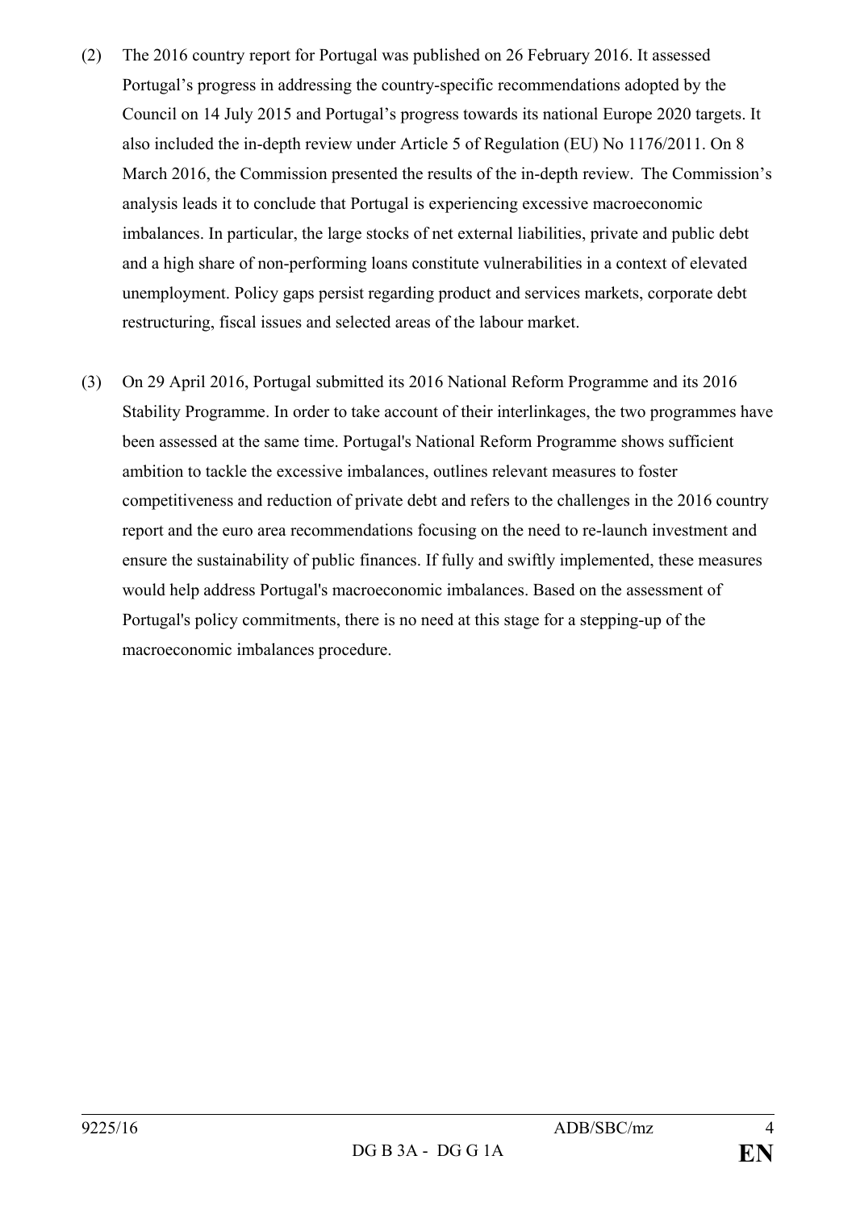(2) The 2016 country report for Portugal was published on 26 February 2016. It assessed Portugal's progress in addressing the country-specific recommendations adopted by the Council on 14 July 2015 and Portugal's progress towards its national Europe 2020 targets. It also included the in-depth review under Article 5 of Regulation (EU) No 1176/2011. On 8 March 2016, the Commission presented the results of the in-depth review. The Commission's analysis leads it to conclude that Portugal is experiencing excessive macroeconomic imbalances. In particular, the large stocks of net external liabilities, private and public debt and a high share of non-performing loans constitute vulnerabilities in a context of elevated unemployment. Policy gaps persist regarding product and services markets, corporate debt restructuring, fiscal issues and selected areas of the labour market.

(3) On 29 April 2016, Portugal submitted its 2016 National Reform Programme and its 2016 Stability Programme. In order to take account of their interlinkages, the two programmes have been assessed at the same time. Portugal's National Reform Programme shows sufficient ambition to tackle the excessive imbalances, outlines relevant measures to foster competitiveness and reduction of private debt and refers to the challenges in the 2016 country report and the euro area recommendations focusing on the need to re-launch investment and ensure the sustainability of public finances. If fully and swiftly implemented, these measures would help address Portugal's macroeconomic imbalances. Based on the assessment of Portugal's policy commitments, there is no need at this stage for a stepping-up of the macroeconomic imbalances procedure.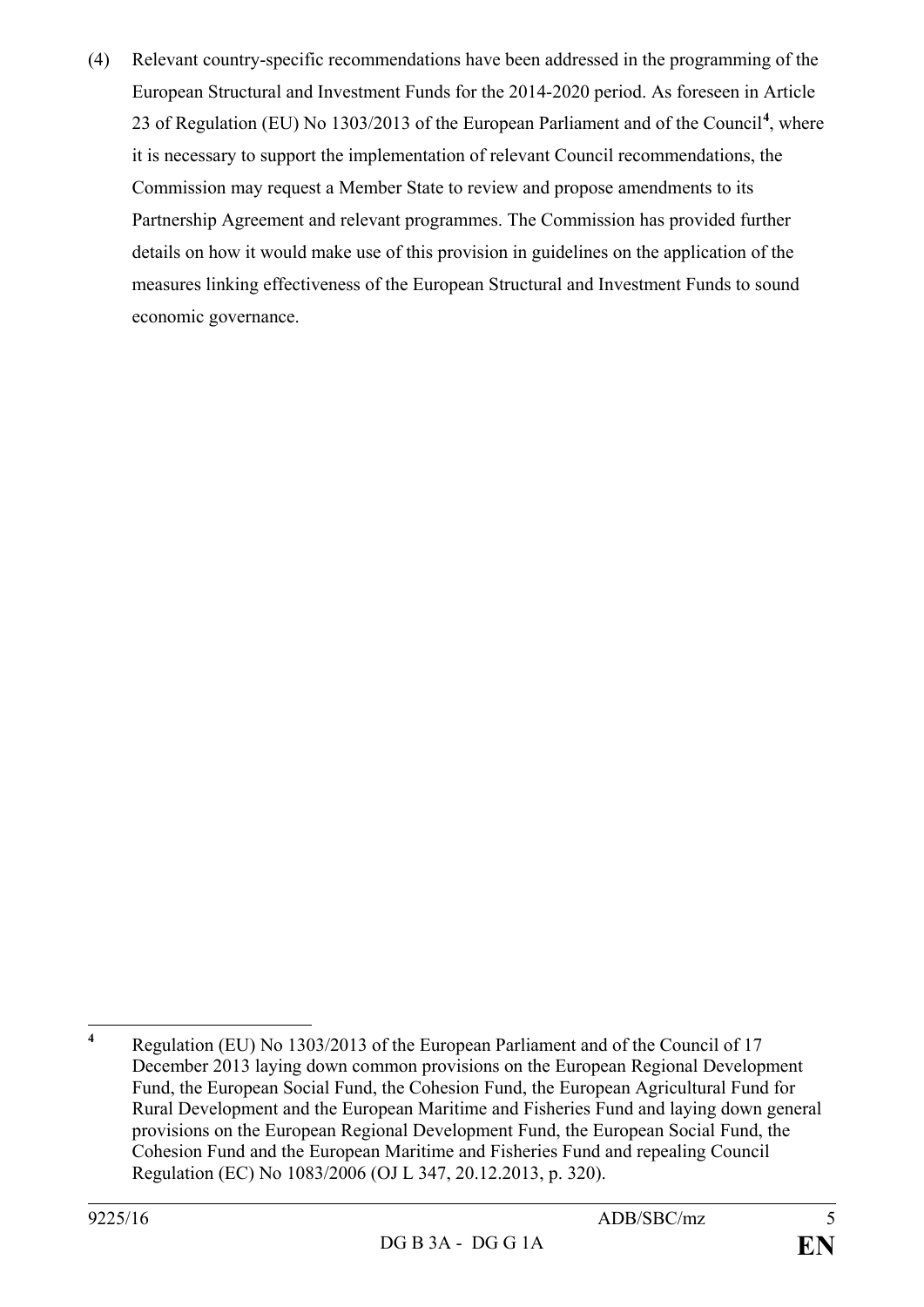(4) Relevant country-specific recommendations have been addressed in the programming of the European Structural and Investment Funds for the 2014-2020 period. As foreseen in Article 23 of Regulation (EU) No 1303/2013 of the European Parliament and of the Council[4], where it is necessary to support the implementation of relevant Council recommendations, the Commission may request a Member State to review and propose amendments to its Partnership Agreement and relevant programmes. The Commission has provided further details on how it would make use of this provision in guidelines on the application of the measures linking effectiveness of the European Structural and Investment Funds to sound economic governance.

---

[4] Regulation (EU) No 1303/2013 of the European Parliament and of the Council of 17 December 2013 laying down common provisions on the European Regional Development Fund, the European Social Fund, the Cohesion Fund, the European Agricultural Fund for Rural Development and the European Maritime and Fisheries Fund and laying down general provisions on the European Regional Development Fund, the European Social Fund, the Cohesion Fund and the European Maritime and Fisheries Fund and repealing Council Regulation (EC) No 1083/2006 (OJ L 347, 20.12.2013, p. 320).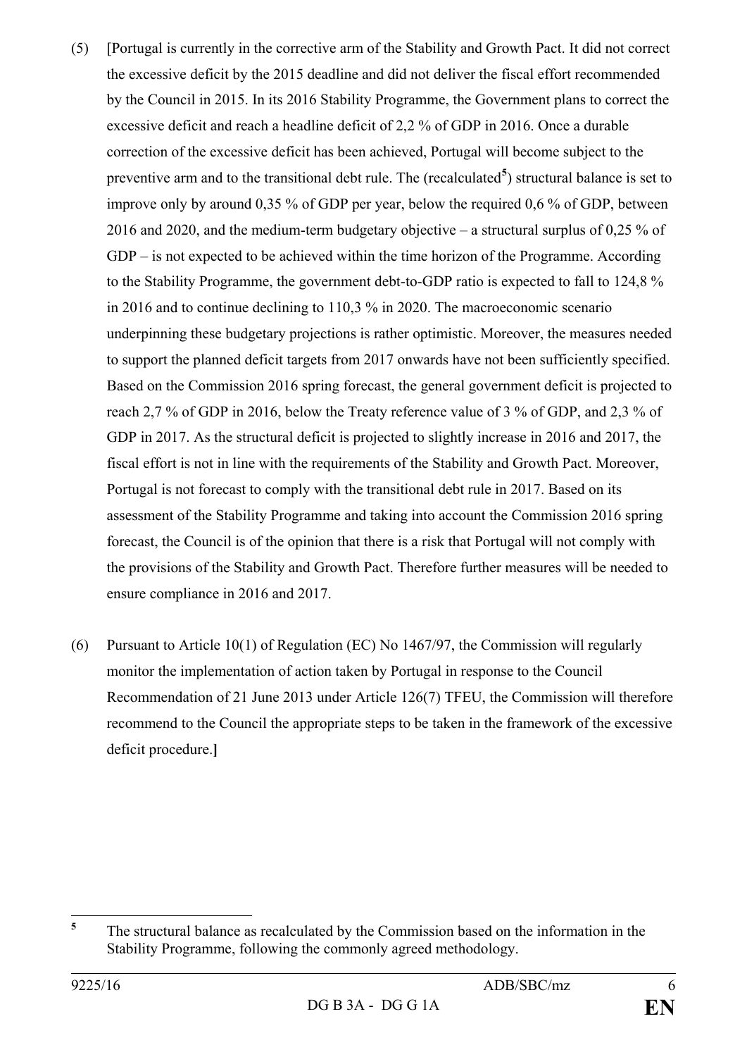(5) [Portugal is currently in the corrective arm of the Stability and Growth Pact. It did not correct the excessive deficit by the 2015 deadline and did not deliver the fiscal effort recommended by the Council in 2015. In its 2016 Stability Programme, the Government plans to correct the excessive deficit and reach a headline deficit of 2,2 % of GDP in 2016. Once a durable correction of the excessive deficit has been achieved, Portugal will become subject to the preventive arm and to the transitional debt rule. The (recalculated[5]) structural balance is set to improve only by around 0,35 % of GDP per year, below the required 0,6 % of GDP, between 2016 and 2020, and the medium-term budgetary objective – a structural surplus of 0,25 % of GDP – is not expected to be achieved within the time horizon of the Programme. According to the Stability Programme, the government debt-to-GDP ratio is expected to fall to 124,8 % in 2016 and to continue declining to 110,3 % in 2020. The macroeconomic scenario underpinning these budgetary projections is rather optimistic. Moreover, the measures needed to support the planned deficit targets from 2017 onwards have not been sufficiently specified. Based on the Commission 2016 spring forecast, the general government deficit is projected to reach 2,7 % of GDP in 2016, below the Treaty reference value of 3 % of GDP, and 2,3 % of GDP in 2017. As the structural deficit is projected to slightly increase in 2016 and 2017, the fiscal effort is not in line with the requirements of the Stability and Growth Pact. Moreover, Portugal is not forecast to comply with the transitional debt rule in 2017. Based on its assessment of the Stability Programme and taking into account the Commission 2016 spring forecast, the Council is of the opinion that there is a risk that Portugal will not comply with the provisions of the Stability and Growth Pact. Therefore further measures will be needed to ensure compliance in 2016 and 2017.

(6) Pursuant to Article 10(1) of Regulation (EC) No 1467/97, the Commission will regularly monitor the implementation of action taken by Portugal in response to the Council Recommendation of 21 June 2013 under Article 126(7) TFEU, the Commission will therefore recommend to the Council the appropriate steps to be taken in the framework of the excessive deficit procedure.**]**

---

[5] The structural balance as recalculated by the Commission based on the information in the Stability Programme, following the commonly agreed methodology.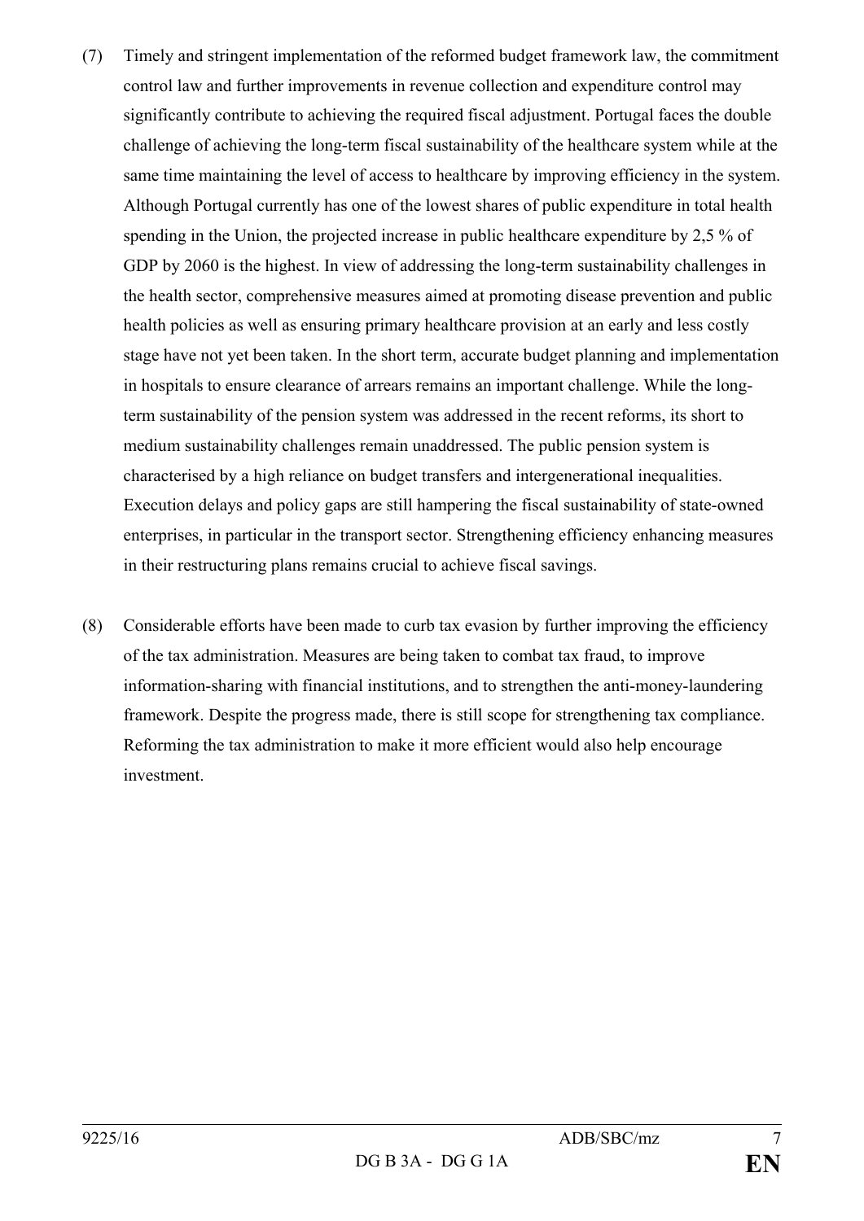(7) Timely and stringent implementation of the reformed budget framework law, the commitment control law and further improvements in revenue collection and expenditure control may significantly contribute to achieving the required fiscal adjustment. Portugal faces the double challenge of achieving the long-term fiscal sustainability of the healthcare system while at the same time maintaining the level of access to healthcare by improving efficiency in the system. Although Portugal currently has one of the lowest shares of public expenditure in total health spending in the Union, the projected increase in public healthcare expenditure by 2,5 % of GDP by 2060 is the highest. In view of addressing the long-term sustainability challenges in the health sector, comprehensive measures aimed at promoting disease prevention and public health policies as well as ensuring primary healthcare provision at an early and less costly stage have not yet been taken. In the short term, accurate budget planning and implementation in hospitals to ensure clearance of arrears remains an important challenge. While the long-term sustainability of the pension system was addressed in the recent reforms, its short to medium sustainability challenges remain unaddressed. The public pension system is characterised by a high reliance on budget transfers and intergenerational inequalities. Execution delays and policy gaps are still hampering the fiscal sustainability of state-owned enterprises, in particular in the transport sector. Strengthening efficiency enhancing measures in their restructuring plans remains crucial to achieve fiscal savings.

(8) Considerable efforts have been made to curb tax evasion by further improving the efficiency of the tax administration. Measures are being taken to combat tax fraud, to improve information-sharing with financial institutions, and to strengthen the anti-money-laundering framework. Despite the progress made, there is still scope for strengthening tax compliance. Reforming the tax administration to make it more efficient would also help encourage investment.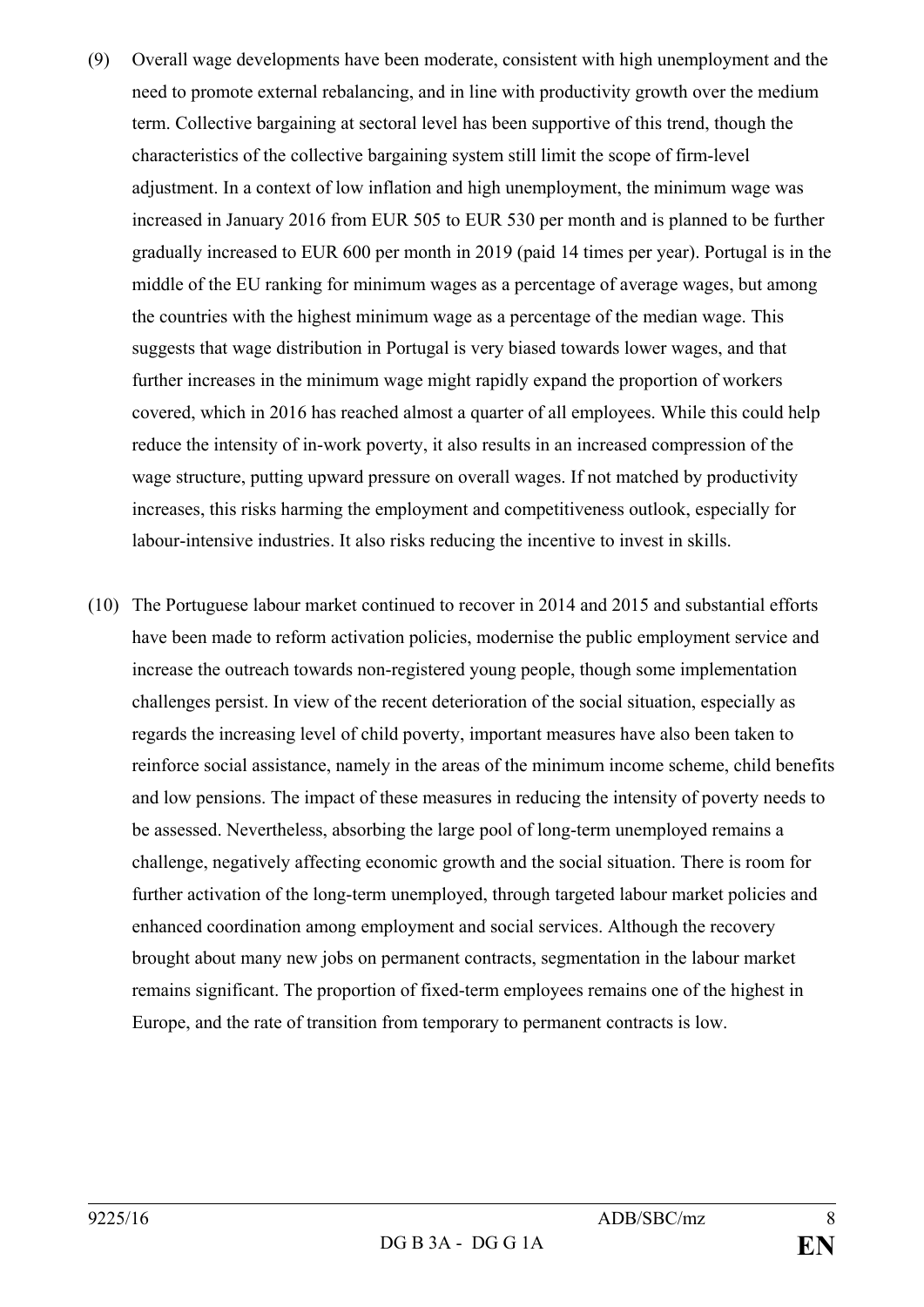(9) Overall wage developments have been moderate, consistent with high unemployment and the need to promote external rebalancing, and in line with productivity growth over the medium term. Collective bargaining at sectoral level has been supportive of this trend, though the characteristics of the collective bargaining system still limit the scope of firm-level adjustment. In a context of low inflation and high unemployment, the minimum wage was increased in January 2016 from EUR 505 to EUR 530 per month and is planned to be further gradually increased to EUR 600 per month in 2019 (paid 14 times per year). Portugal is in the middle of the EU ranking for minimum wages as a percentage of average wages, but among the countries with the highest minimum wage as a percentage of the median wage. This suggests that wage distribution in Portugal is very biased towards lower wages, and that further increases in the minimum wage might rapidly expand the proportion of workers covered, which in 2016 has reached almost a quarter of all employees. While this could help reduce the intensity of in-work poverty, it also results in an increased compression of the wage structure, putting upward pressure on overall wages. If not matched by productivity increases, this risks harming the employment and competitiveness outlook, especially for labour-intensive industries. It also risks reducing the incentive to invest in skills.

(10) The Portuguese labour market continued to recover in 2014 and 2015 and substantial efforts have been made to reform activation policies, modernise the public employment service and increase the outreach towards non-registered young people, though some implementation challenges persist. In view of the recent deterioration of the social situation, especially as regards the increasing level of child poverty, important measures have also been taken to reinforce social assistance, namely in the areas of the minimum income scheme, child benefits and low pensions. The impact of these measures in reducing the intensity of poverty needs to be assessed. Nevertheless, absorbing the large pool of long-term unemployed remains a challenge, negatively affecting economic growth and the social situation. There is room for further activation of the long-term unemployed, through targeted labour market policies and enhanced coordination among employment and social services. Although the recovery brought about many new jobs on permanent contracts, segmentation in the labour market remains significant. The proportion of fixed-term employees remains one of the highest in Europe, and the rate of transition from temporary to permanent contracts is low.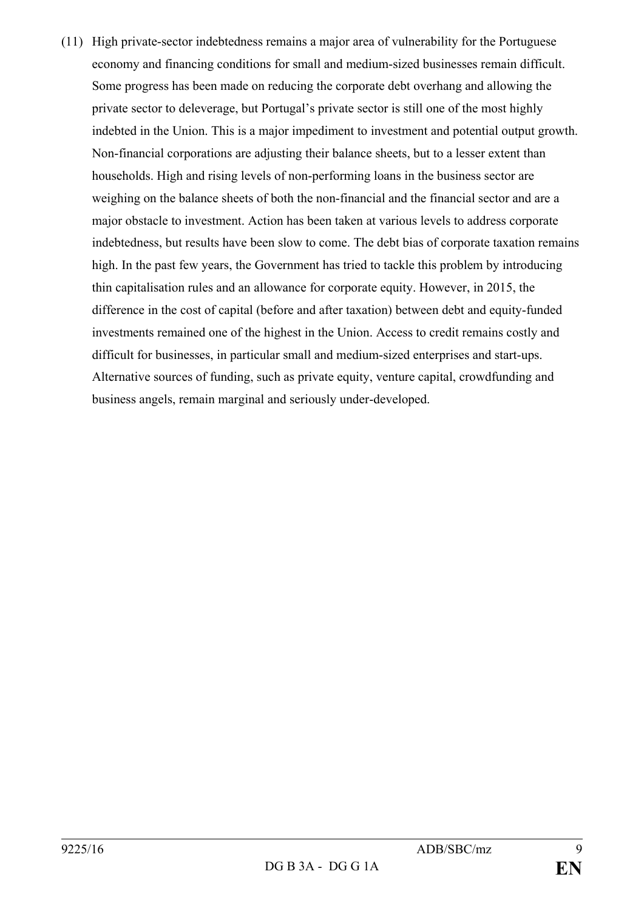(11) High private-sector indebtedness remains a major area of vulnerability for the Portuguese economy and financing conditions for small and medium-sized businesses remain difficult. Some progress has been made on reducing the corporate debt overhang and allowing the private sector to deleverage, but Portugal's private sector is still one of the most highly indebted in the Union. This is a major impediment to investment and potential output growth. Non-financial corporations are adjusting their balance sheets, but to a lesser extent than households. High and rising levels of non-performing loans in the business sector are weighing on the balance sheets of both the non-financial and the financial sector and are a major obstacle to investment. Action has been taken at various levels to address corporate indebtedness, but results have been slow to come. The debt bias of corporate taxation remains high. In the past few years, the Government has tried to tackle this problem by introducing thin capitalisation rules and an allowance for corporate equity. However, in 2015, the difference in the cost of capital (before and after taxation) between debt and equity-funded investments remained one of the highest in the Union. Access to credit remains costly and difficult for businesses, in particular small and medium-sized enterprises and start-ups. Alternative sources of funding, such as private equity, venture capital, crowdfunding and business angels, remain marginal and seriously under-developed.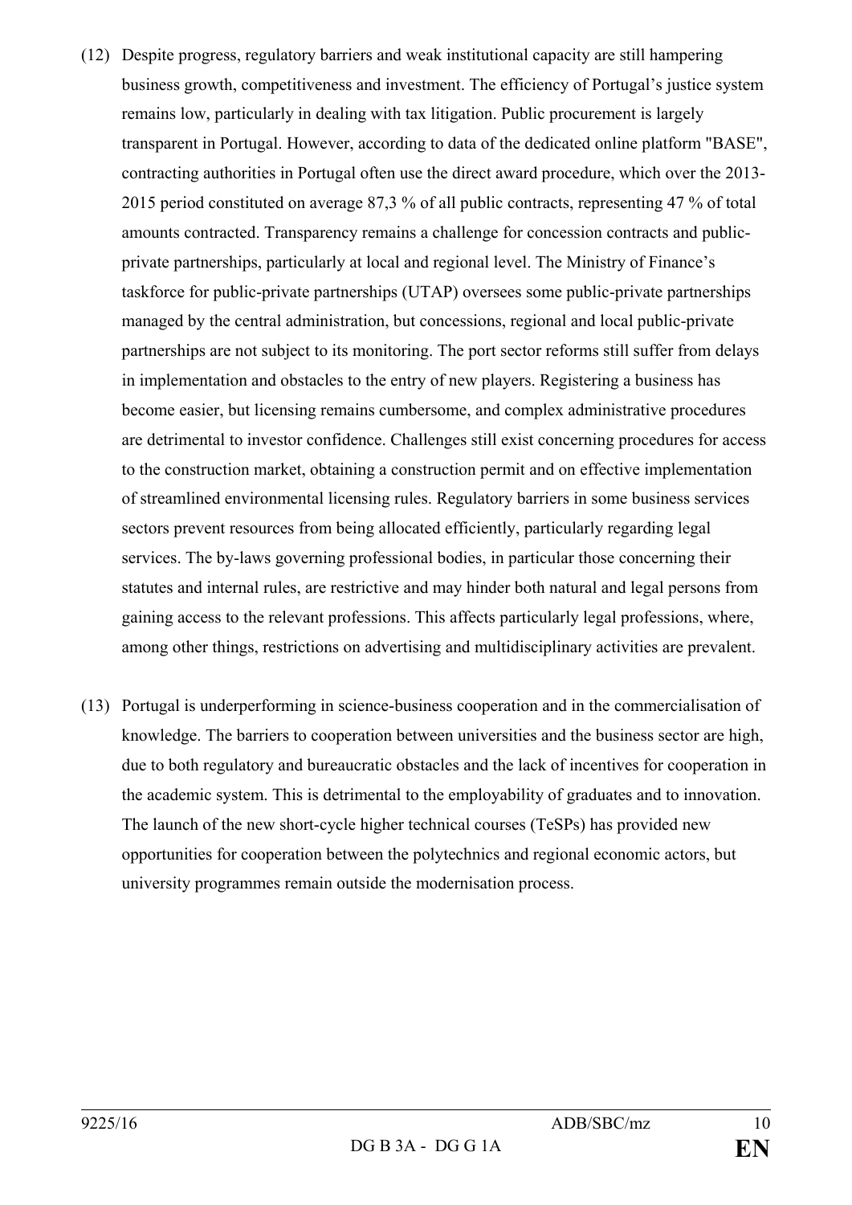(12) Despite progress, regulatory barriers and weak institutional capacity are still hampering business growth, competitiveness and investment. The efficiency of Portugal's justice system remains low, particularly in dealing with tax litigation. Public procurement is largely transparent in Portugal. However, according to data of the dedicated online platform "BASE", contracting authorities in Portugal often use the direct award procedure, which over the 2013-2015 period constituted on average 87,3 % of all public contracts, representing 47 % of total amounts contracted. Transparency remains a challenge for concession contracts and public-private partnerships, particularly at local and regional level. The Ministry of Finance's taskforce for public-private partnerships (UTAP) oversees some public-private partnerships managed by the central administration, but concessions, regional and local public-private partnerships are not subject to its monitoring. The port sector reforms still suffer from delays in implementation and obstacles to the entry of new players. Registering a business has become easier, but licensing remains cumbersome, and complex administrative procedures are detrimental to investor confidence. Challenges still exist concerning procedures for access to the construction market, obtaining a construction permit and on effective implementation of streamlined environmental licensing rules. Regulatory barriers in some business services sectors prevent resources from being allocated efficiently, particularly regarding legal services. The by-laws governing professional bodies, in particular those concerning their statutes and internal rules, are restrictive and may hinder both natural and legal persons from gaining access to the relevant professions. This affects particularly legal professions, where, among other things, restrictions on advertising and multidisciplinary activities are prevalent.

(13) Portugal is underperforming in science-business cooperation and in the commercialisation of knowledge. The barriers to cooperation between universities and the business sector are high, due to both regulatory and bureaucratic obstacles and the lack of incentives for cooperation in the academic system. This is detrimental to the employability of graduates and to innovation. The launch of the new short-cycle higher technical courses (TeSPs) has provided new opportunities for cooperation between the polytechnics and regional economic actors, but university programmes remain outside the modernisation process.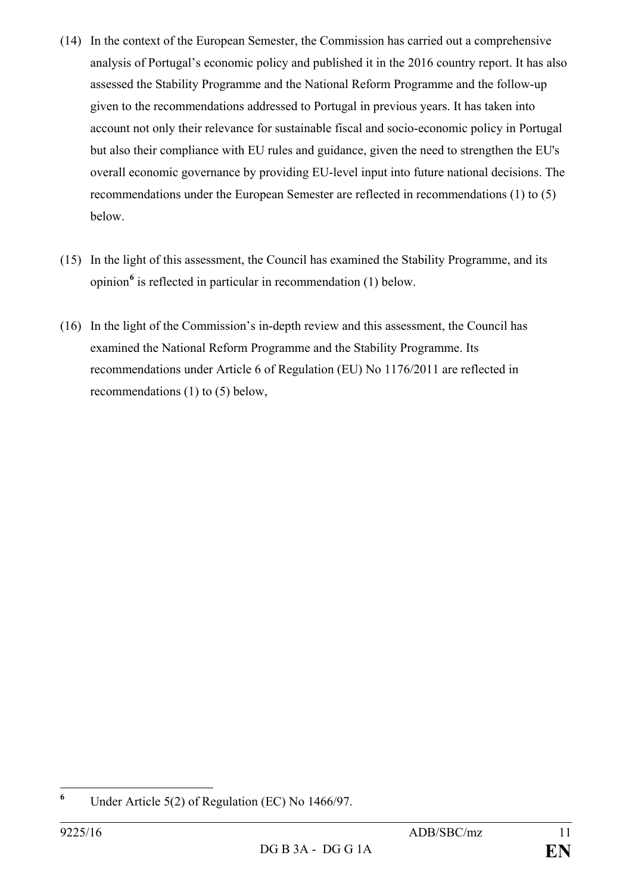(14) In the context of the European Semester, the Commission has carried out a comprehensive analysis of Portugal's economic policy and published it in the 2016 country report. It has also assessed the Stability Programme and the National Reform Programme and the follow-up given to the recommendations addressed to Portugal in previous years. It has taken into account not only their relevance for sustainable fiscal and socio-economic policy in Portugal but also their compliance with EU rules and guidance, given the need to strengthen the EU's overall economic governance by providing EU-level input into future national decisions. The recommendations under the European Semester are reflected in recommendations (1) to (5) below.

(15) In the light of this assessment, the Council has examined the Stability Programme, and its opinion[6] is reflected in particular in recommendation (1) below.

(16) In the light of the Commission's in-depth review and this assessment, the Council has examined the National Reform Programme and the Stability Programme. Its recommendations under Article 6 of Regulation (EU) No 1176/2011 are reflected in recommendations (1) to (5) below,

---

[6] Under Article 5(2) of Regulation (EC) No 1466/97.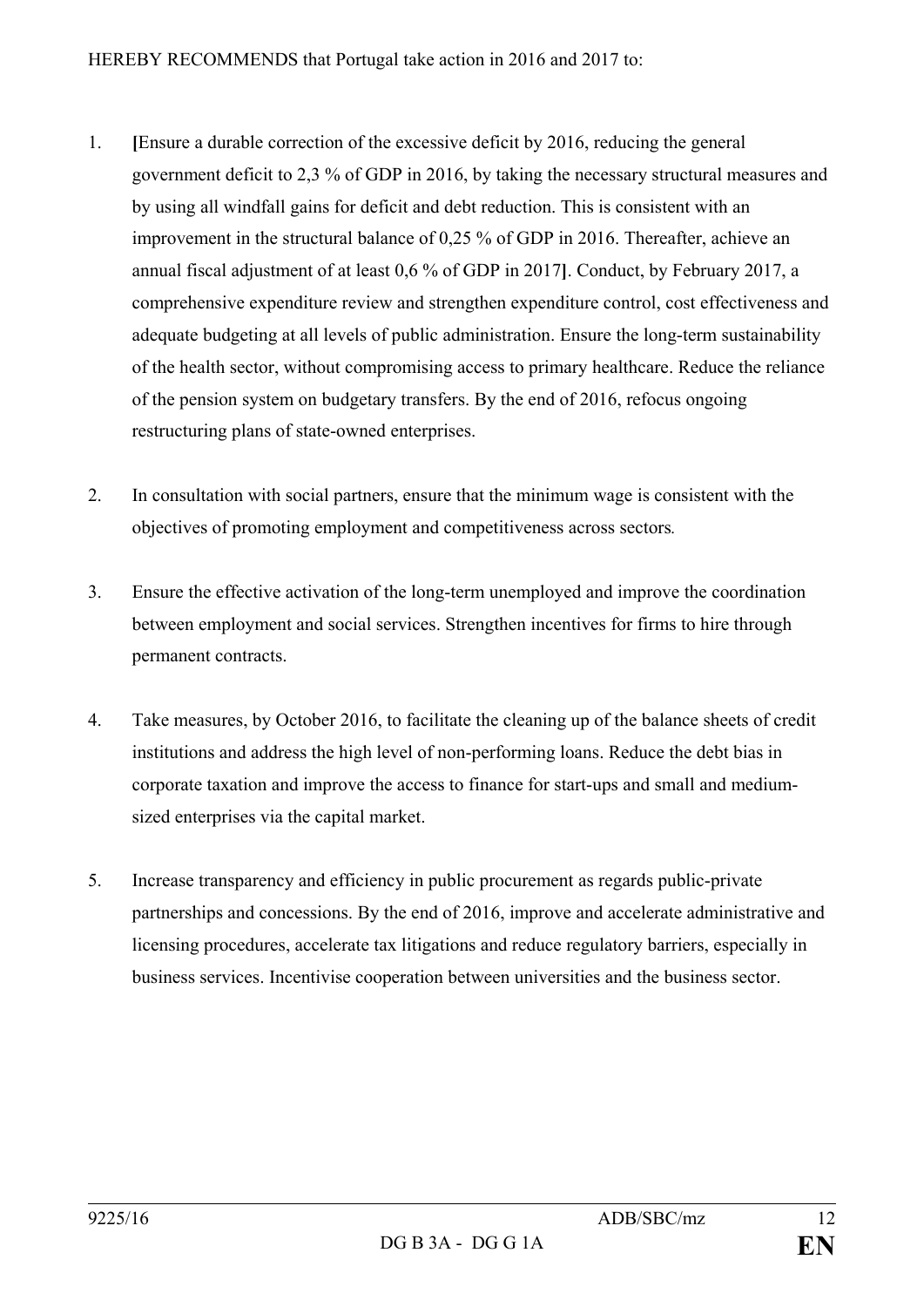HEREBY RECOMMENDS that Portugal take action in 2016 and 2017 to:

1. [Ensure a durable correction of the excessive deficit by 2016, reducing the general government deficit to 2,3 % of GDP in 2016, by taking the necessary structural measures and by using all windfall gains for deficit and debt reduction. This is consistent with an improvement in the structural balance of 0,25 % of GDP in 2016. Thereafter, achieve an annual fiscal adjustment of at least 0,6 % of GDP in 2017]. Conduct, by February 2017, a comprehensive expenditure review and strengthen expenditure control, cost effectiveness and adequate budgeting at all levels of public administration. Ensure the long-term sustainability of the health sector, without compromising access to primary healthcare. Reduce the reliance of the pension system on budgetary transfers. By the end of 2016, refocus ongoing restructuring plans of state-owned enterprises.

2. In consultation with social partners, ensure that the minimum wage is consistent with the objectives of promoting employment and competitiveness across sectors.

3. Ensure the effective activation of the long-term unemployed and improve the coordination between employment and social services. Strengthen incentives for firms to hire through permanent contracts.

4. Take measures, by October 2016, to facilitate the cleaning up of the balance sheets of credit institutions and address the high level of non-performing loans. Reduce the debt bias in corporate taxation and improve the access to finance for start-ups and small and medium-sized enterprises via the capital market.

5. Increase transparency and efficiency in public procurement as regards public-private partnerships and concessions. By the end of 2016, improve and accelerate administrative and licensing procedures, accelerate tax litigations and reduce regulatory barriers, especially in business services. Incentivise cooperation between universities and the business sector.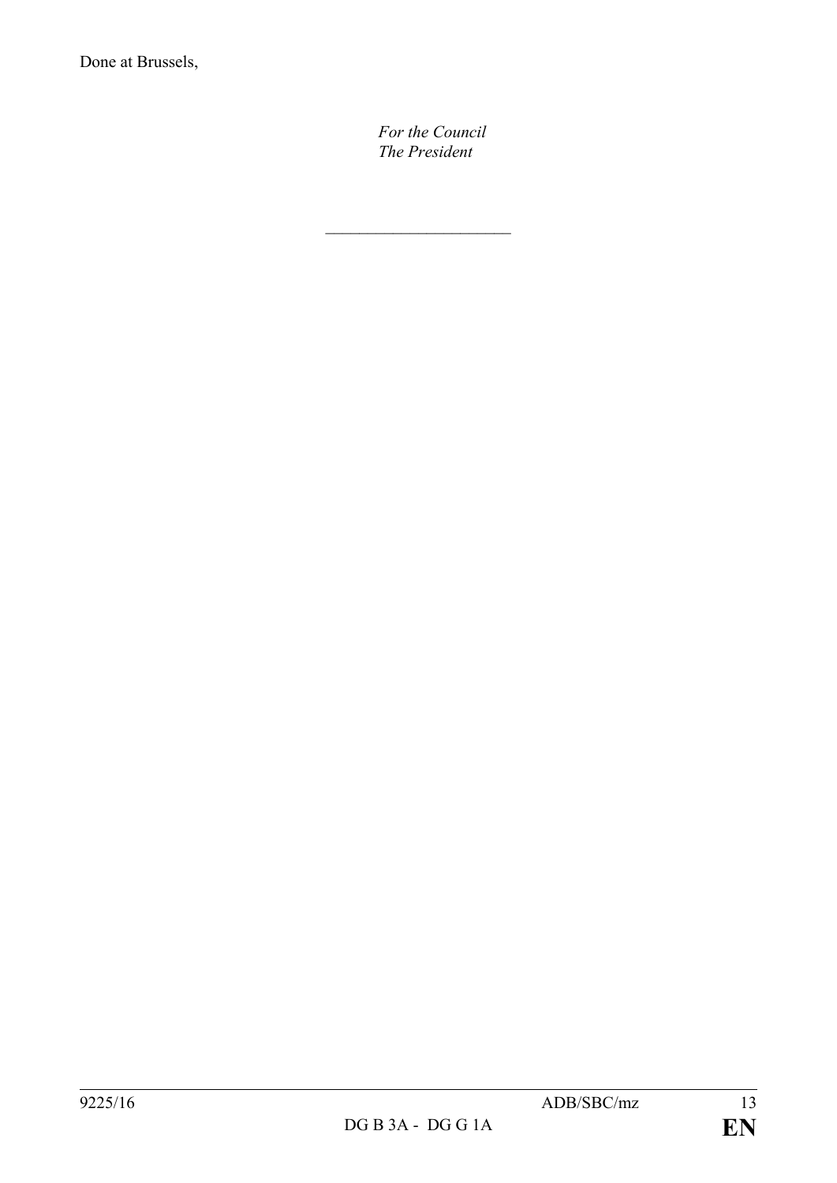Done at Brussels,

*For the Council*
*The President*

_______________________